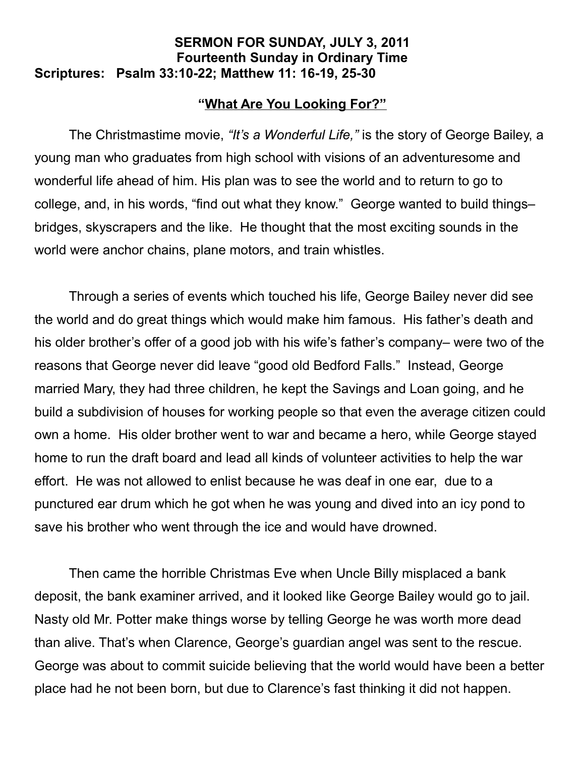**SERMON FOR SUNDAY, JULY 3, 2011**
**Fourteenth Sunday in Ordinary Time**
**Scriptures: Psalm 33:10-22; Matthew 11: 16-19, 25-30**

## "What Are You Looking For?"

The Christmastime movie, *"It's a Wonderful Life,"* is the story of George Bailey, a young man who graduates from high school with visions of an adventuresome and wonderful life ahead of him. His plan was to see the world and to return to go to college, and, in his words, "find out what they know." George wanted to build things– bridges, skyscrapers and the like. He thought that the most exciting sounds in the world were anchor chains, plane motors, and train whistles.

Through a series of events which touched his life, George Bailey never did see the world and do great things which would make him famous. His father's death and his older brother's offer of a good job with his wife's father's company– were two of the reasons that George never did leave "good old Bedford Falls." Instead, George married Mary, they had three children, he kept the Savings and Loan going, and he build a subdivision of houses for working people so that even the average citizen could own a home. His older brother went to war and became a hero, while George stayed home to run the draft board and lead all kinds of volunteer activities to help the war effort. He was not allowed to enlist because he was deaf in one ear, due to a punctured ear drum which he got when he was young and dived into an icy pond to save his brother who went through the ice and would have drowned.

Then came the horrible Christmas Eve when Uncle Billy misplaced a bank deposit, the bank examiner arrived, and it looked like George Bailey would go to jail. Nasty old Mr. Potter make things worse by telling George he was worth more dead than alive. That's when Clarence, George's guardian angel was sent to the rescue. George was about to commit suicide believing that the world would have been a better place had he not been born, but due to Clarence's fast thinking it did not happen.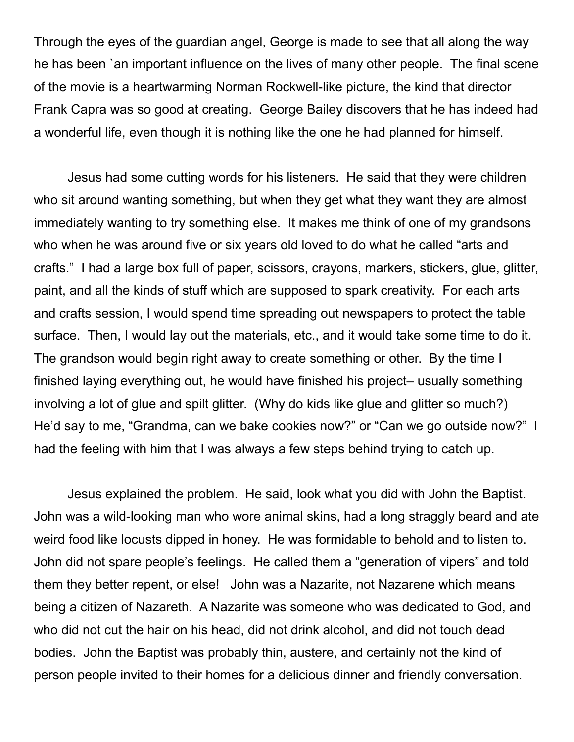Through the eyes of the guardian angel, George is made to see that all along the way he has been `an important influence on the lives of many other people. The final scene of the movie is a heartwarming Norman Rockwell-like picture, the kind that director Frank Capra was so good at creating. George Bailey discovers that he has indeed had a wonderful life, even though it is nothing like the one he had planned for himself.

Jesus had some cutting words for his listeners. He said that they were children who sit around wanting something, but when they get what they want they are almost immediately wanting to try something else. It makes me think of one of my grandsons who when he was around five or six years old loved to do what he called "arts and crafts." I had a large box full of paper, scissors, crayons, markers, stickers, glue, glitter, paint, and all the kinds of stuff which are supposed to spark creativity. For each arts and crafts session, I would spend time spreading out newspapers to protect the table surface. Then, I would lay out the materials, etc., and it would take some time to do it. The grandson would begin right away to create something or other. By the time I finished laying everything out, he would have finished his project– usually something involving a lot of glue and spilt glitter. (Why do kids like glue and glitter so much?) He'd say to me, "Grandma, can we bake cookies now?" or "Can we go outside now?" I had the feeling with him that I was always a few steps behind trying to catch up.

Jesus explained the problem. He said, look what you did with John the Baptist. John was a wild-looking man who wore animal skins, had a long straggly beard and ate weird food like locusts dipped in honey. He was formidable to behold and to listen to. John did not spare people's feelings. He called them a "generation of vipers" and told them they better repent, or else! John was a Nazarite, not Nazarene which means being a citizen of Nazareth. A Nazarite was someone who was dedicated to God, and who did not cut the hair on his head, did not drink alcohol, and did not touch dead bodies. John the Baptist was probably thin, austere, and certainly not the kind of person people invited to their homes for a delicious dinner and friendly conversation.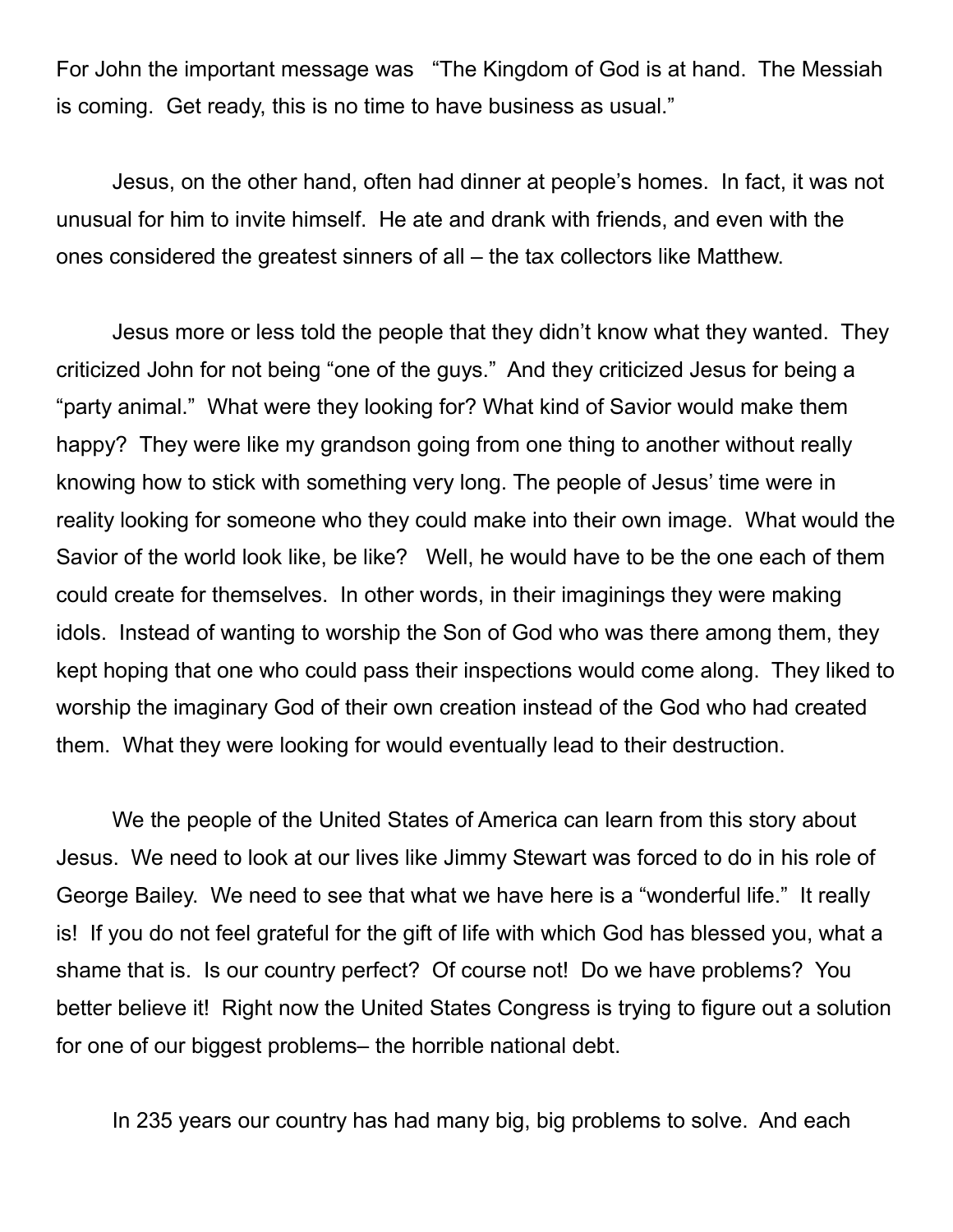For John the important message was "The Kingdom of God is at hand. The Messiah is coming. Get ready, this is no time to have business as usual."

Jesus, on the other hand, often had dinner at people's homes. In fact, it was not unusual for him to invite himself. He ate and drank with friends, and even with the ones considered the greatest sinners of all – the tax collectors like Matthew.

Jesus more or less told the people that they didn't know what they wanted. They criticized John for not being "one of the guys." And they criticized Jesus for being a "party animal." What were they looking for? What kind of Savior would make them happy? They were like my grandson going from one thing to another without really knowing how to stick with something very long. The people of Jesus' time were in reality looking for someone who they could make into their own image. What would the Savior of the world look like, be like? Well, he would have to be the one each of them could create for themselves. In other words, in their imaginings they were making idols. Instead of wanting to worship the Son of God who was there among them, they kept hoping that one who could pass their inspections would come along. They liked to worship the imaginary God of their own creation instead of the God who had created them. What they were looking for would eventually lead to their destruction.

We the people of the United States of America can learn from this story about Jesus. We need to look at our lives like Jimmy Stewart was forced to do in his role of George Bailey. We need to see that what we have here is a "wonderful life." It really is! If you do not feel grateful for the gift of life with which God has blessed you, what a shame that is. Is our country perfect? Of course not! Do we have problems? You better believe it! Right now the United States Congress is trying to figure out a solution for one of our biggest problems– the horrible national debt.

In 235 years our country has had many big, big problems to solve. And each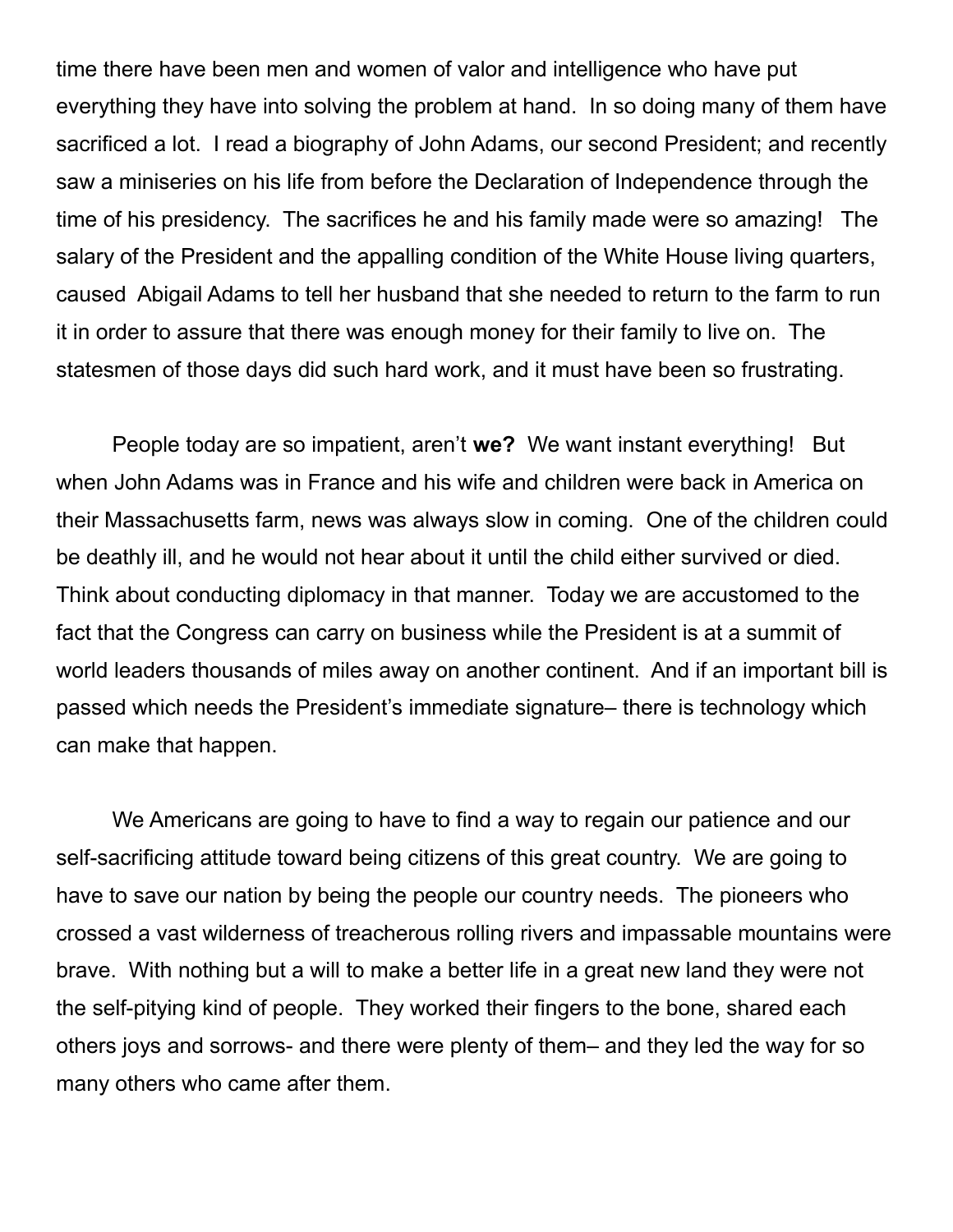time there have been men and women of valor and intelligence who have put everything they have into solving the problem at hand. In so doing many of them have sacrificed a lot. I read a biography of John Adams, our second President; and recently saw a miniseries on his life from before the Declaration of Independence through the time of his presidency. The sacrifices he and his family made were so amazing! The salary of the President and the appalling condition of the White House living quarters, caused Abigail Adams to tell her husband that she needed to return to the farm to run it in order to assure that there was enough money for their family to live on. The statesmen of those days did such hard work, and it must have been so frustrating.

People today are so impatient, aren't **we?** We want instant everything! But when John Adams was in France and his wife and children were back in America on their Massachusetts farm, news was always slow in coming. One of the children could be deathly ill, and he would not hear about it until the child either survived or died. Think about conducting diplomacy in that manner. Today we are accustomed to the fact that the Congress can carry on business while the President is at a summit of world leaders thousands of miles away on another continent. And if an important bill is passed which needs the President's immediate signature– there is technology which can make that happen.

We Americans are going to have to find a way to regain our patience and our self-sacrificing attitude toward being citizens of this great country. We are going to have to save our nation by being the people our country needs. The pioneers who crossed a vast wilderness of treacherous rolling rivers and impassable mountains were brave. With nothing but a will to make a better life in a great new land they were not the self-pitying kind of people. They worked their fingers to the bone, shared each others joys and sorrows- and there were plenty of them– and they led the way for so many others who came after them.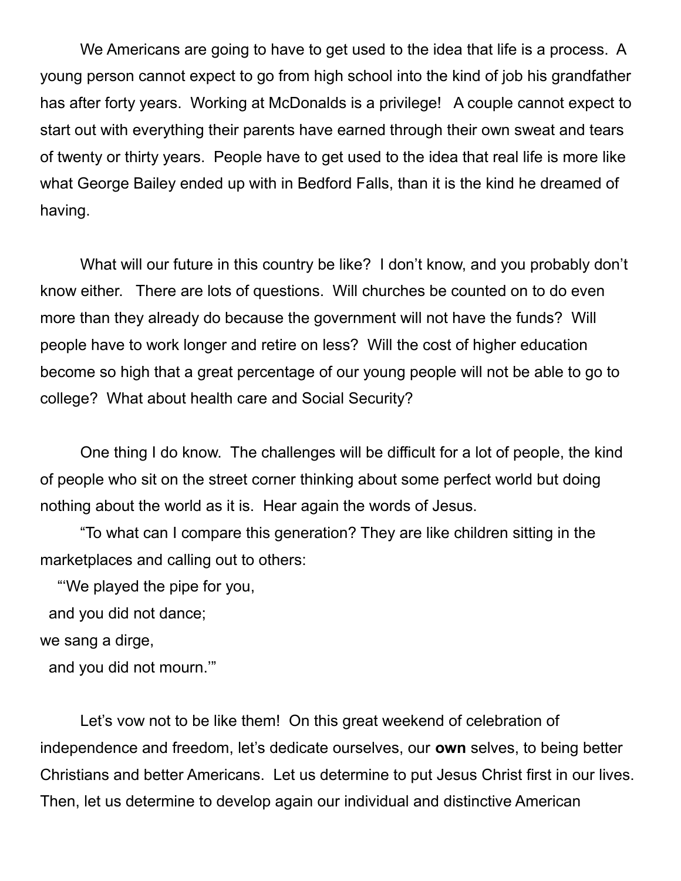We Americans are going to have to get used to the idea that life is a process. A young person cannot expect to go from high school into the kind of job his grandfather has after forty years. Working at McDonalds is a privilege! A couple cannot expect to start out with everything their parents have earned through their own sweat and tears of twenty or thirty years. People have to get used to the idea that real life is more like what George Bailey ended up with in Bedford Falls, than it is the kind he dreamed of having.

What will our future in this country be like? I don't know, and you probably don't know either. There are lots of questions. Will churches be counted on to do even more than they already do because the government will not have the funds? Will people have to work longer and retire on less? Will the cost of higher education become so high that a great percentage of our young people will not be able to go to college? What about health care and Social Security?

One thing I do know. The challenges will be difficult for a lot of people, the kind of people who sit on the street corner thinking about some perfect world but doing nothing about the world as it is. Hear again the words of Jesus.

"To what can I compare this generation? They are like children sitting in the marketplaces and calling out to others:

"'We played the pipe for you,
and you did not dance;
we sang a dirge,
and you did not mourn.'"

Let's vow not to be like them! On this great weekend of celebration of independence and freedom, let's dedicate ourselves, our **own** selves, to being better Christians and better Americans. Let us determine to put Jesus Christ first in our lives. Then, let us determine to develop again our individual and distinctive American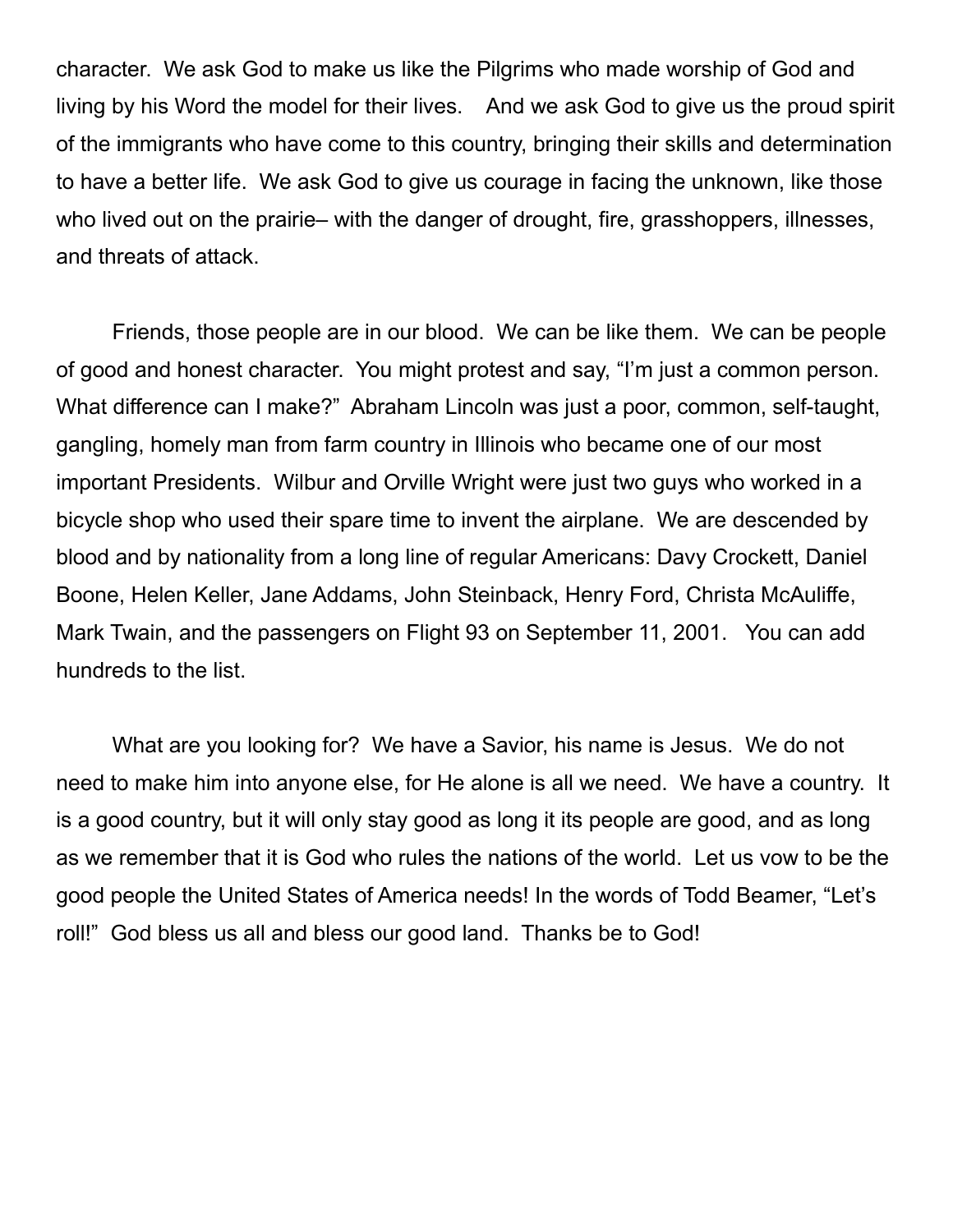character. We ask God to make us like the Pilgrims who made worship of God and living by his Word the model for their lives. And we ask God to give us the proud spirit of the immigrants who have come to this country, bringing their skills and determination to have a better life. We ask God to give us courage in facing the unknown, like those who lived out on the prairie– with the danger of drought, fire, grasshoppers, illnesses, and threats of attack.

Friends, those people are in our blood. We can be like them. We can be people of good and honest character. You might protest and say, "I'm just a common person. What difference can I make?" Abraham Lincoln was just a poor, common, self-taught, gangling, homely man from farm country in Illinois who became one of our most important Presidents. Wilbur and Orville Wright were just two guys who worked in a bicycle shop who used their spare time to invent the airplane. We are descended by blood and by nationality from a long line of regular Americans: Davy Crockett, Daniel Boone, Helen Keller, Jane Addams, John Steinback, Henry Ford, Christa McAuliffe, Mark Twain, and the passengers on Flight 93 on September 11, 2001. You can add hundreds to the list.

What are you looking for? We have a Savior, his name is Jesus. We do not need to make him into anyone else, for He alone is all we need. We have a country. It is a good country, but it will only stay good as long it its people are good, and as long as we remember that it is God who rules the nations of the world. Let us vow to be the good people the United States of America needs! In the words of Todd Beamer, "Let's roll!" God bless us all and bless our good land. Thanks be to God!